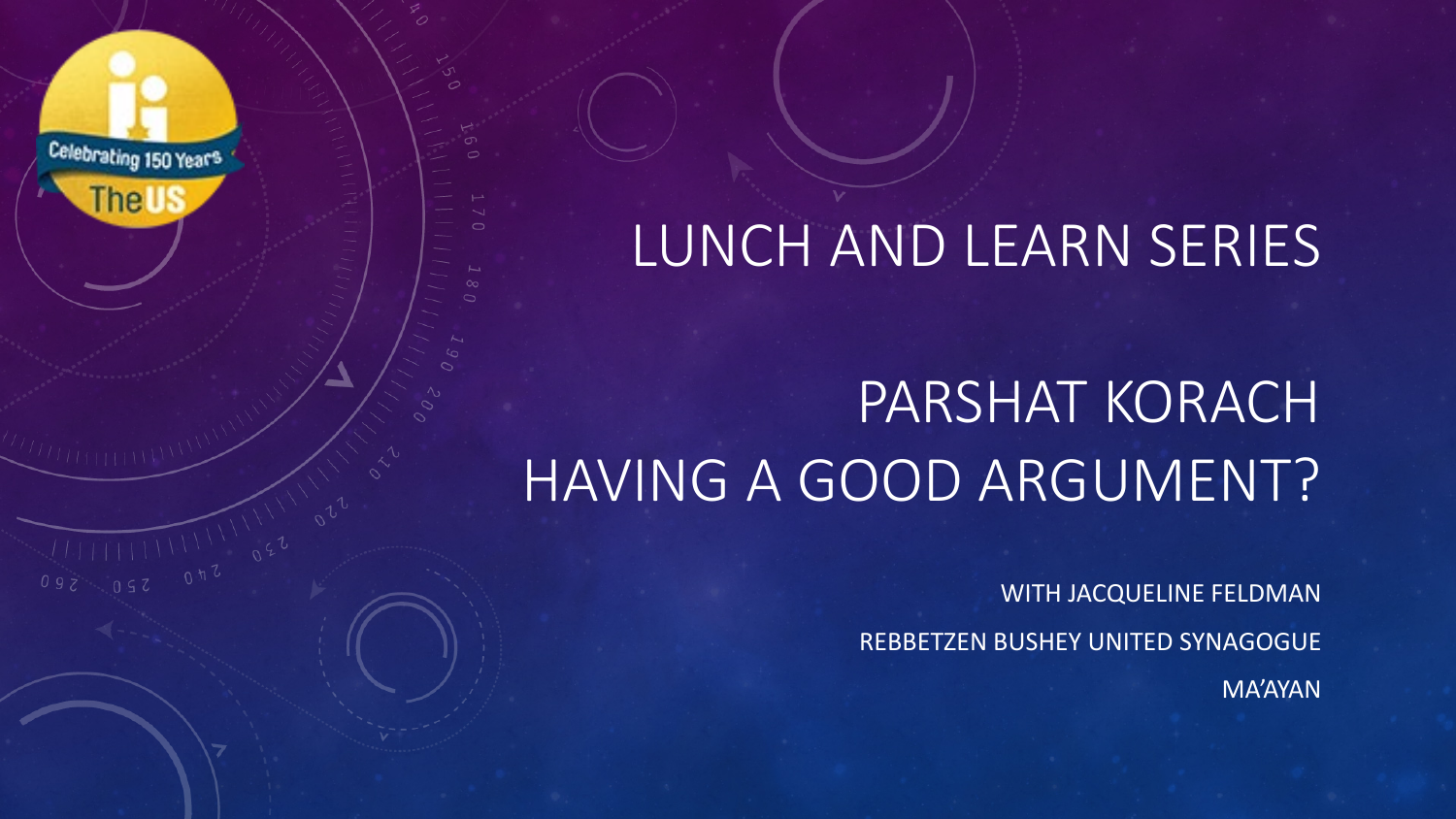# LUNCH AND LEARN SERIES

## PARSHAT KORACH
## HAVING A GOOD ARGUMENT?

WITH JACQUELINE FELDMAN

REBBETZEN BUSHEY UNITED SYNAGOGUE

MA'AYAN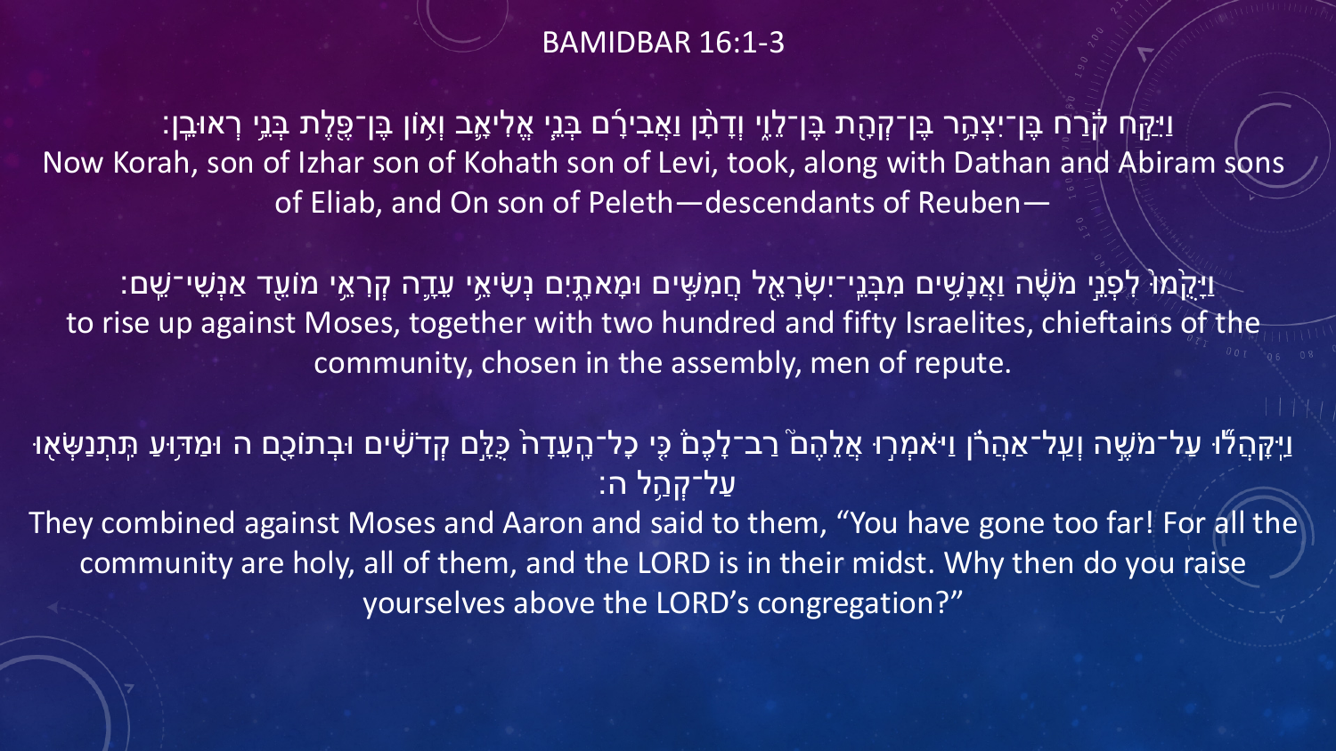# BAMIDBAR 16:1-3

וַיִּקַּ֣ח קֹ֔רַח בֶּן־יִצְהָ֥ר בֶּן־קְהָ֖ת בֶּן־לֵוִ֑י וְדָתָ֨ן וַאֲבִירָ֜ם בְּנֵ֧י אֱלִיאָ֛ב וְא֥וֹן בֶּן־פֶּ֖לֶת בְּנֵ֥י רְאוּבֵֽן׃

Now Korah, son of Izhar son of Kohath son of Levi, took, along with Dathan and Abiram sons of Eliab, and On son of Peleth—descendants of Reuben—

וַיָּקֻ֙מוּ֙ לִפְנֵ֣י מֹשֶׁ֔ה וַאֲנָשִׁ֥ים מִבְּנֵֽי־יִשְׂרָאֵ֖ל חֲמִשִּׁ֣ים וּמָאתָ֑יִם נְשִׂיאֵ֥י עֵדָ֛ה קְרִאֵ֥י מוֹעֵ֖ד אַנְשֵׁי־שֵֽׁם׃

to rise up against Moses, together with two hundred and fifty Israelites, chieftains of the community, chosen in the assembly, men of repute.

וַיִּקָּהֲל֞וּ עַל־מֹשֶׁ֣ה וְעַֽל־אַהֲרֹ֗ן וַיֹּאמְר֣וּ אֲלֵהֶם֮ רַב־לָכֶם֒ כִּ֤י כָל־הָֽעֵדָה֙ כֻּלָּ֣ם קְדֹשִׁ֔ים וּבְתוֹכָ֖ם ה וּמַדּ֥וּעַ תִּֽתְנַשְּׂא֖וּ עַל־קְהַ֥ל ה׃

They combined against Moses and Aaron and said to them, “You have gone too far! For all the community are holy, all of them, and the LORD is in their midst. Why then do you raise yourselves above the LORD’s congregation?”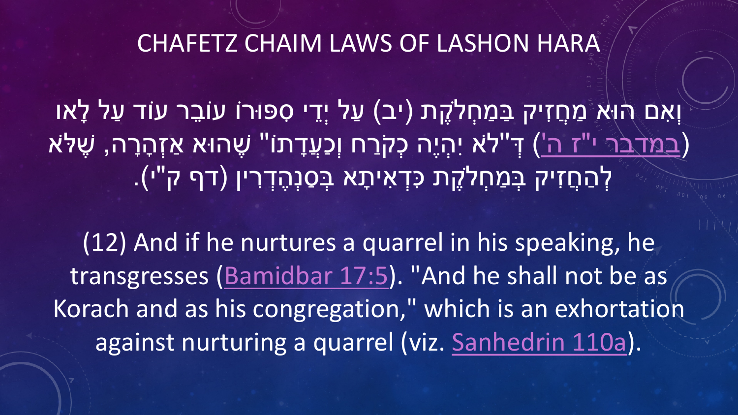# CHAFETZ CHAIM LAWS OF LASHON HARA

וְאִם הוּא מַחֲזִיק בְּמַחְלֹקֶת (יב) עַל יְדֵי סִפּוּרוֹ עוֹבֵר עוֹד עַל לָאו (במדבר י"ז ה') דְּ"לֹא יִהְיֶה כְקֹרַח וְכַעֲדָתוֹ" שֶׁהוּא אַזְהָרָה, שֶׁלֹּא לְהַחֲזִיק בְּמַחְלֹקֶת כִּדְאִיתָא בְּסַנְהֶדְרִין (דף ק"י).

(12) And if he nurtures a quarrel in his speaking, he transgresses (Bamidbar 17:5). "And he shall not be as Korach and as his congregation," which is an exhortation against nurturing a quarrel (viz. Sanhedrin 110a).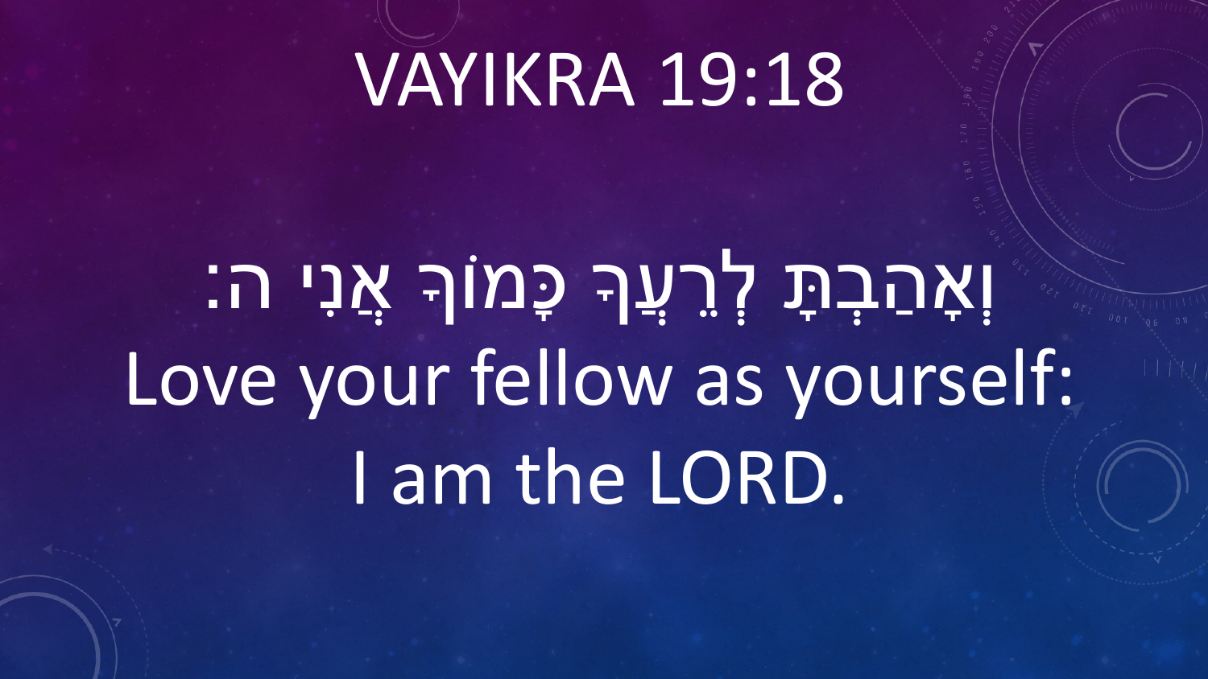# VAYIKRA 19:18

וְאָהַבְתָּ לְרֵעֲךָ כָּמוֹךָ אֲנִי ה׃

Love your fellow as yourself: I am the LORD.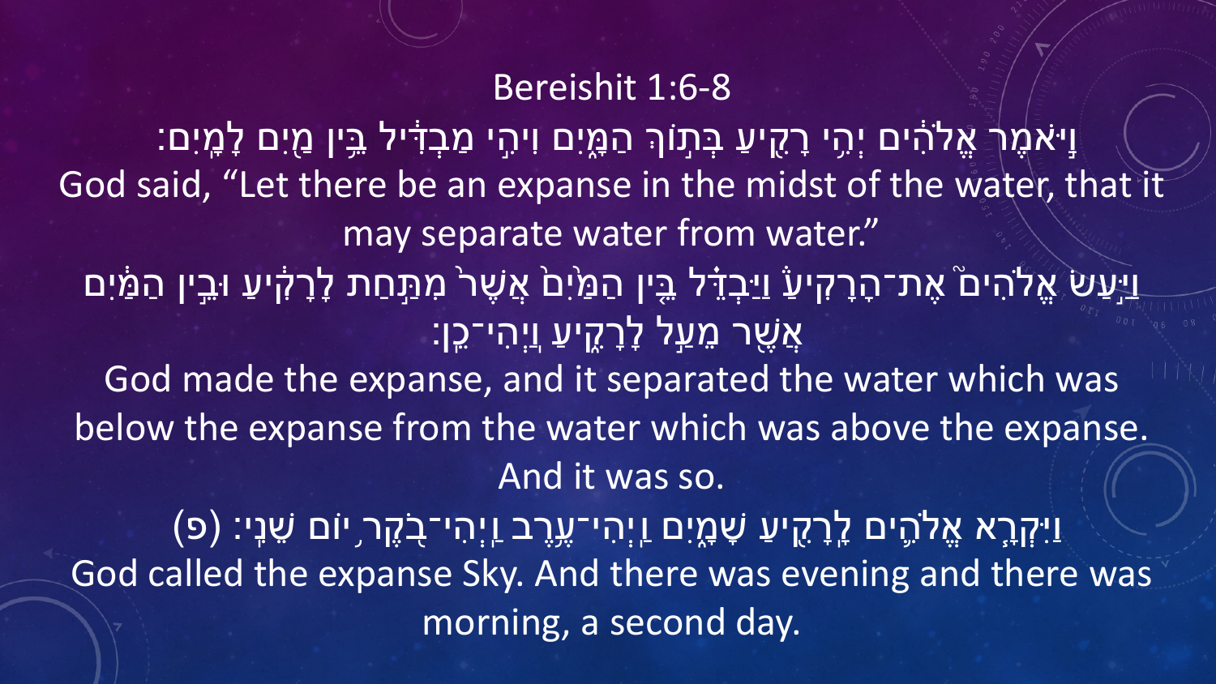# Bereishit 1:6-8

וַיֹּ֣אמֶר אֱלֹהִ֔ים יְהִ֥י רָקִ֖יעַ בְּת֣וֹךְ הַמָּ֑יִם וִיהִ֣י מַבְדִּ֔יל בֵּ֥ין מַ֖יִם לָמָֽיִם׃

God said, “Let there be an expanse in the midst of the water, that it may separate water from water.”

וַיַּ֣עַשׂ אֱלֹהִים֮ אֶת־הָרָקִיעַ֒ וַיַּבְדֵּ֗ל בֵּ֤ין הַמַּ֙יִם֙ אֲשֶׁר֙ מִתַּ֣חַת לָרָקִ֔יעַ וּבֵ֣ין הַמַּ֔יִם אֲשֶׁ֖ר מֵעַ֣ל לָרָקִ֑יעַ וַֽיְהִי־כֵֽן׃

God made the expanse, and it separated the water which was below the expanse from the water which was above the expanse. And it was so.

וַיִּקְרָ֧א אֱלֹהִ֛ים לָֽרָקִ֖יעַ שָׁמָ֑יִם וַֽיְהִי־עֶ֥רֶב וַֽיְהִי־בֹ֖קֶר י֥וֹם שֵׁנִֽי׃ (פ)

God called the expanse Sky. And there was evening and there was morning, a second day.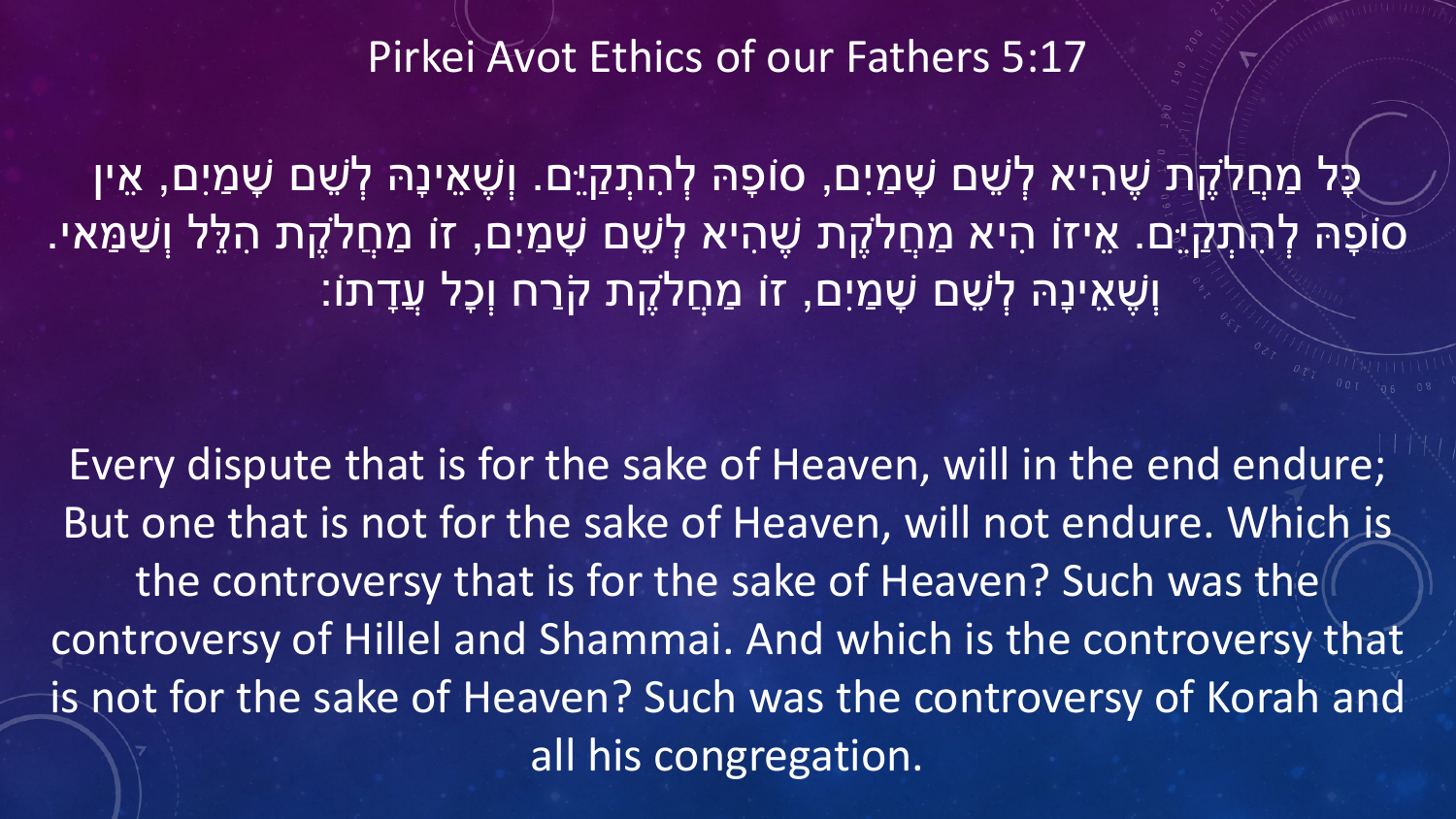# Pirkei Avot Ethics of our Fathers 5:17

כָּל מַחֲלֹקֶת שֶׁהִיא לְשֵׁם שָׁמַיִם, סוֹפָהּ לְהִתְקַיֵּם. וְשֶׁאֵינָהּ לְשֵׁם שָׁמַיִם, אֵין סוֹפָהּ לְהִתְקַיֵּם. אֵיזוֹ הִיא מַחֲלֹקֶת שֶׁהִיא לְשֵׁם שָׁמַיִם, זוֹ מַחֲלֹקֶת הִלֵּל וְשַׁמַּאי. וְשֶׁאֵינָהּ לְשֵׁם שָׁמַיִם, זוֹ מַחֲלֹקֶת קֹרַח וְכָל עֲדָתוֹ:

Every dispute that is for the sake of Heaven, will in the end endure; But one that is not for the sake of Heaven, will not endure. Which is the controversy that is for the sake of Heaven? Such was the controversy of Hillel and Shammai. And which is the controversy that is not for the sake of Heaven? Such was the controversy of Korah and all his congregation.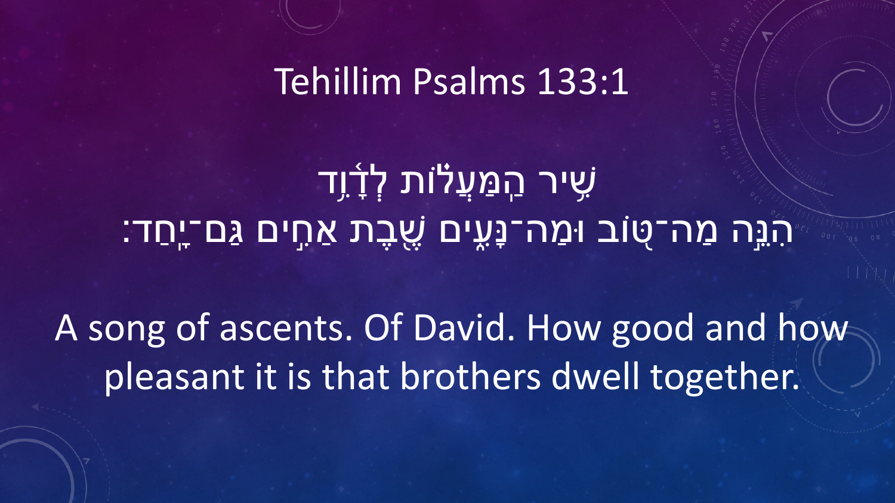# Tehillim Psalms 133:1

שִׁ֥יר הַֽמַּעֲל֗וֹת לְדָ֫וִ֥ד
הִנֵּ֣ה מַה־טּ֭וֹב וּמַה־נָּעִ֑ים שֶׁ֖בֶת אַחִ֣ים גַּם־יָֽחַד׃

A song of ascents. Of David. How good and how pleasant it is that brothers dwell together.